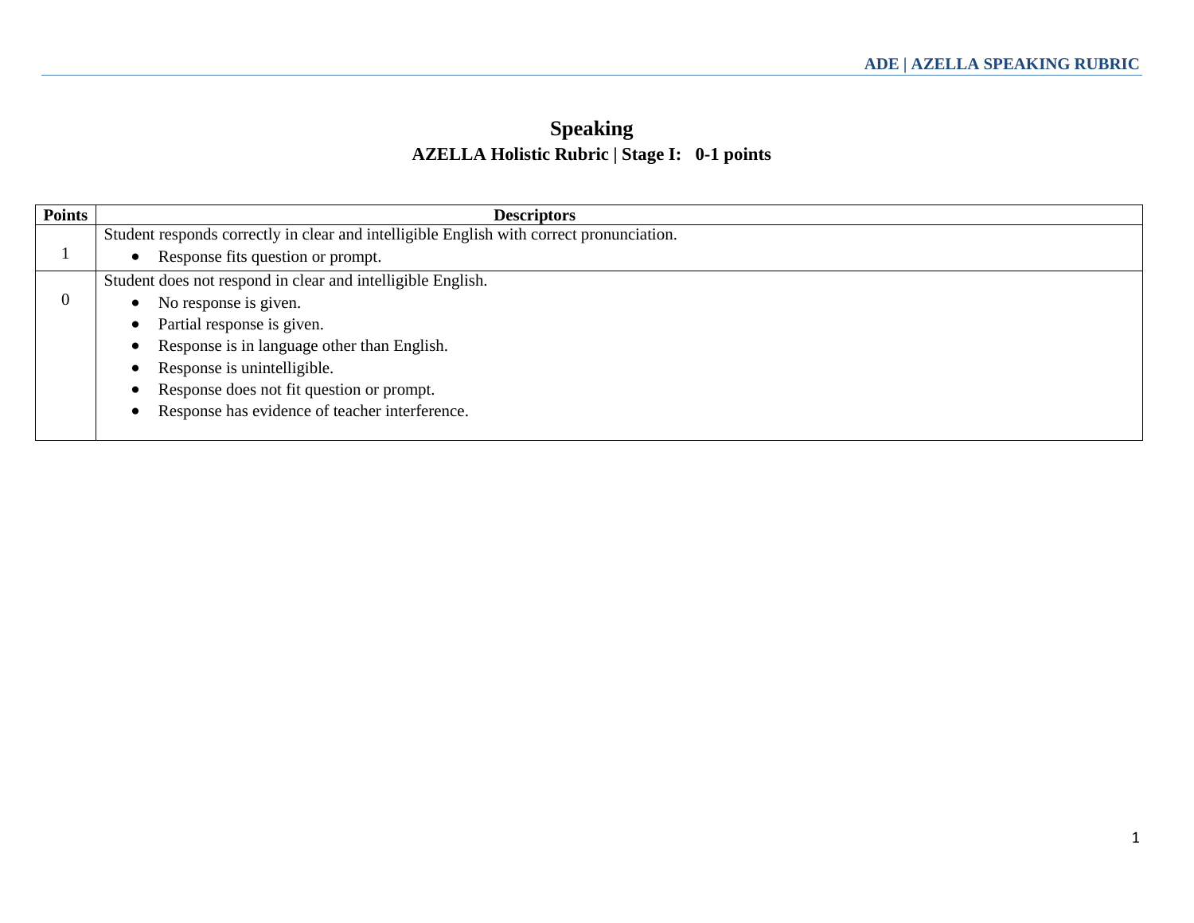# Speaking

## AZELLA Holistic Rubric | Stage I: 0-1 points

| Points | Descriptors |
|---|---|
| 1 | Student responds correctly in clear and intelligible English with correct pronunciation.<br>• Response fits question or prompt. |
| 0 | Student does not respond in clear and intelligible English.<br>• No response is given.<br>• Partial response is given.<br>• Response is in language other than English.<br>• Response is unintelligible.<br>• Response does not fit question or prompt.<br>• Response has evidence of teacher interference. |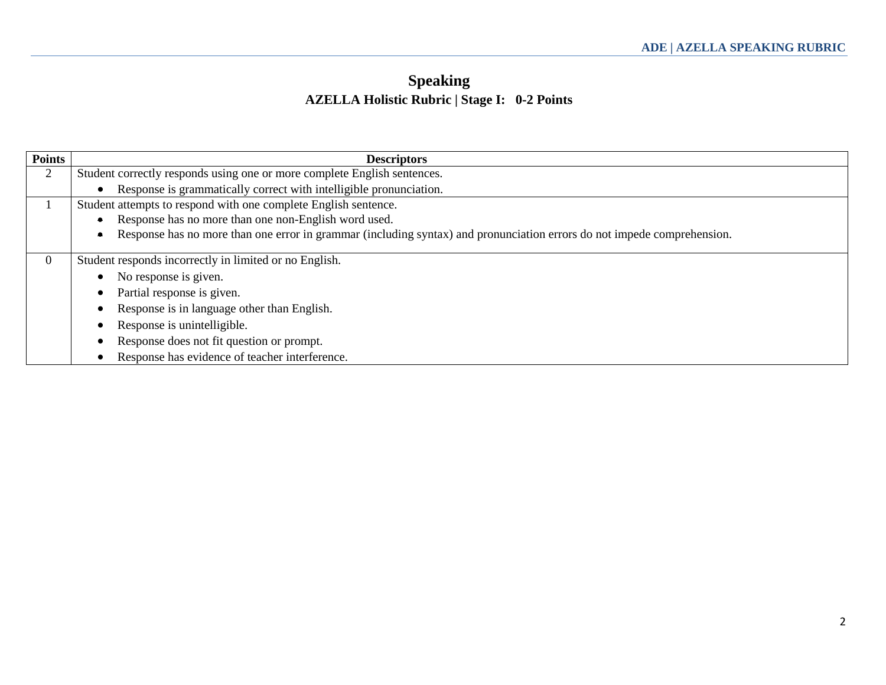# Speaking

## AZELLA Holistic Rubric | Stage I: 0-2 Points

| Points | Descriptors |
|---|---|
| 2 | Student correctly responds using one or more complete English sentences.<br>• Response is grammatically correct with intelligible pronunciation. |
| 1 | Student attempts to respond with one complete English sentence.<br>• Response has no more than one non-English word used.<br>• Response has no more than one error in grammar (including syntax) and pronunciation errors do not impede comprehension. |
| 0 | Student responds incorrectly in limited or no English.<br>• No response is given.<br>• Partial response is given.<br>• Response is in language other than English.<br>• Response is unintelligible.<br>• Response does not fit question or prompt.<br>• Response has evidence of teacher interference. |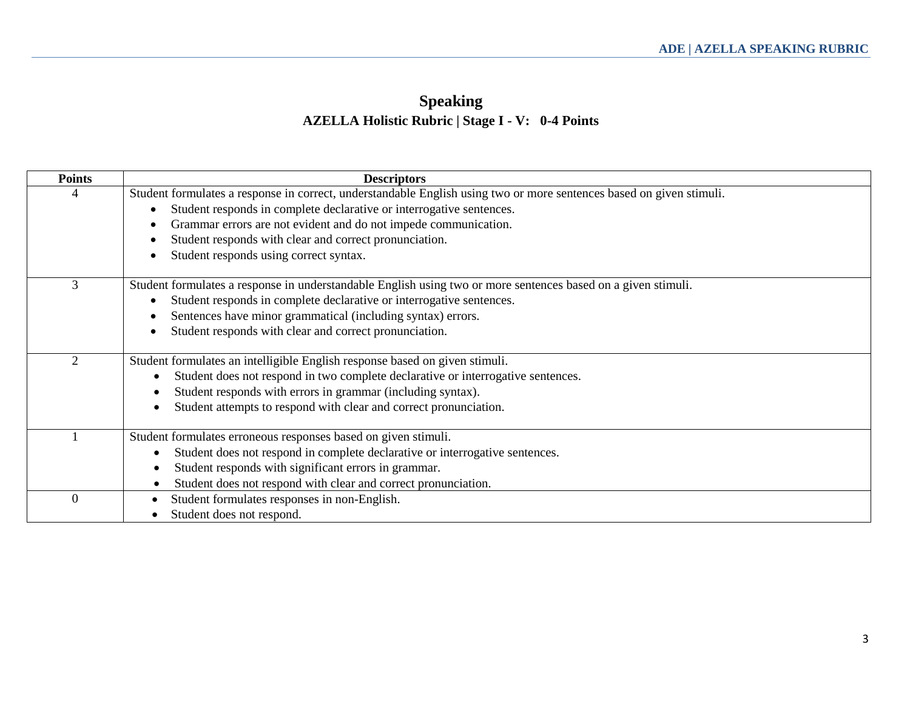# Speaking

## AZELLA Holistic Rubric | Stage I - V: 0-4 Points

| Points | Descriptors |
|---|---|
| 4 | Student formulates a response in correct, understandable English using two or more sentences based on given stimuli.<br>• Student responds in complete declarative or interrogative sentences.<br>• Grammar errors are not evident and do not impede communication.<br>• Student responds with clear and correct pronunciation.<br>• Student responds using correct syntax. |
| 3 | Student formulates a response in understandable English using two or more sentences based on a given stimuli.<br>• Student responds in complete declarative or interrogative sentences.<br>• Sentences have minor grammatical (including syntax) errors.<br>• Student responds with clear and correct pronunciation. |
| 2 | Student formulates an intelligible English response based on given stimuli.<br>• Student does not respond in two complete declarative or interrogative sentences.<br>• Student responds with errors in grammar (including syntax).<br>• Student attempts to respond with clear and correct pronunciation. |
| 1 | Student formulates erroneous responses based on given stimuli.<br>• Student does not respond in complete declarative or interrogative sentences.<br>• Student responds with significant errors in grammar.<br>• Student does not respond with clear and correct pronunciation. |
| 0 | • Student formulates responses in non-English.<br>• Student does not respond. |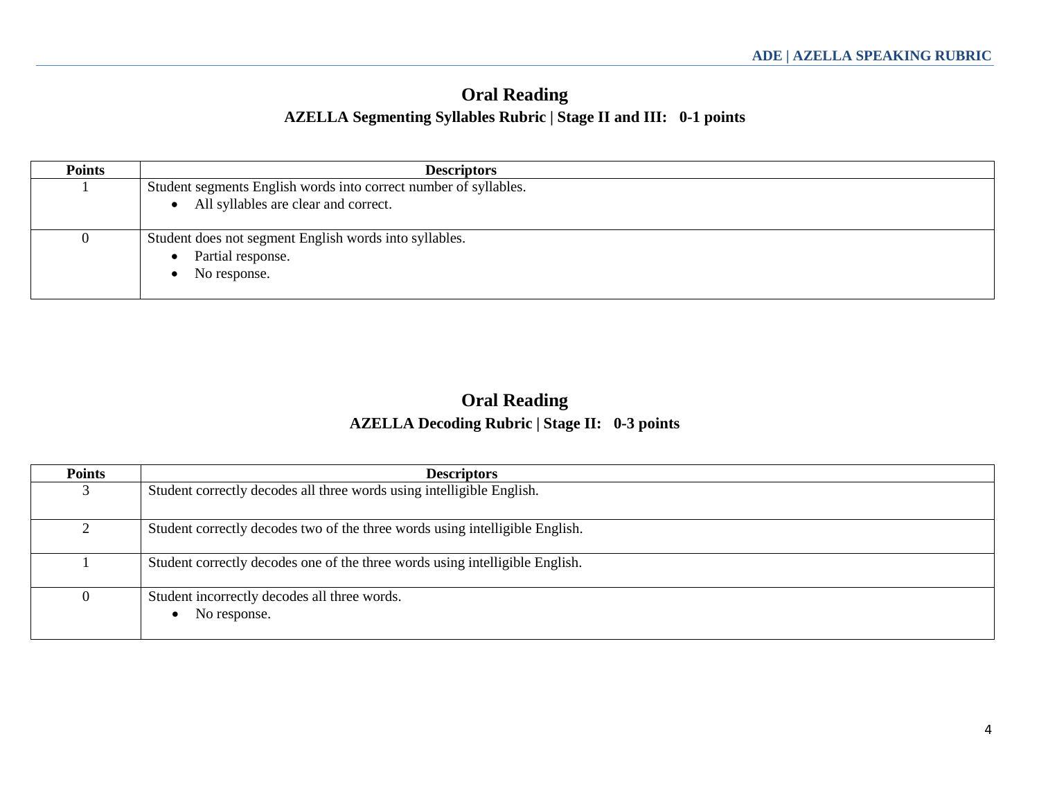# Oral Reading

### AZELLA Segmenting Syllables Rubric | Stage II and III: 0-1 points

| Points | Descriptors |
|---|---|
| 1 | Student segments English words into correct number of syllables.<br>• All syllables are clear and correct. |
| 0 | Student does not segment English words into syllables.<br>• Partial response.<br>• No response. |

# Oral Reading

### AZELLA Decoding Rubric | Stage II: 0-3 points

| Points | Descriptors |
|---|---|
| 3 | Student correctly decodes all three words using intelligible English. |
| 2 | Student correctly decodes two of the three words using intelligible English. |
| 1 | Student correctly decodes one of the three words using intelligible English. |
| 0 | Student incorrectly decodes all three words.<br>• No response. |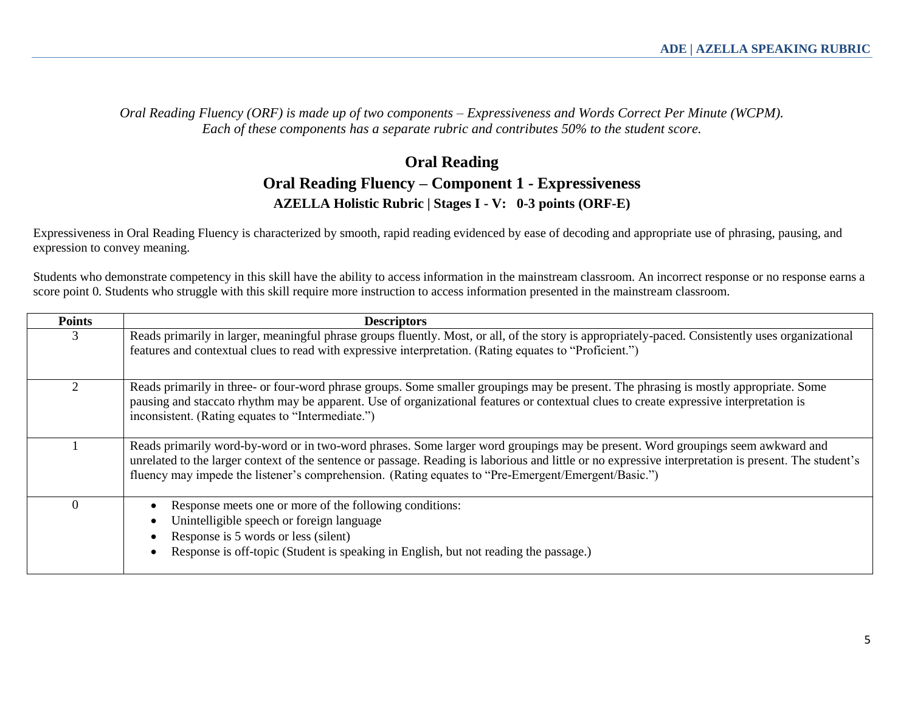*Oral Reading Fluency (ORF) is made up of two components – Expressiveness and Words Correct Per Minute (WCPM). Each of these components has a separate rubric and contributes 50% to the student score.*

# Oral Reading

## Oral Reading Fluency – Component 1 - Expressiveness

### AZELLA Holistic Rubric | Stages I - V: 0-3 points (ORF-E)

Expressiveness in Oral Reading Fluency is characterized by smooth, rapid reading evidenced by ease of decoding and appropriate use of phrasing, pausing, and expression to convey meaning.

Students who demonstrate competency in this skill have the ability to access information in the mainstream classroom. An incorrect response or no response earns a score point 0. Students who struggle with this skill require more instruction to access information presented in the mainstream classroom.

| Points | Descriptors |
|---|---|
| 3 | Reads primarily in larger, meaningful phrase groups fluently. Most, or all, of the story is appropriately-paced. Consistently uses organizational features and contextual clues to read with expressive interpretation. (Rating equates to "Proficient.") |
| 2 | Reads primarily in three- or four-word phrase groups. Some smaller groupings may be present. The phrasing is mostly appropriate. Some pausing and staccato rhythm may be apparent. Use of organizational features or contextual clues to create expressive interpretation is inconsistent. (Rating equates to "Intermediate.") |
| 1 | Reads primarily word-by-word or in two-word phrases. Some larger word groupings may be present. Word groupings seem awkward and unrelated to the larger context of the sentence or passage. Reading is laborious and little or no expressive interpretation is present. The student's fluency may impede the listener's comprehension. (Rating equates to "Pre-Emergent/Emergent/Basic.") |
| 0 | • Response meets one or more of the following conditions:<br>• Unintelligible speech or foreign language<br>• Response is 5 words or less (silent)<br>• Response is off-topic (Student is speaking in English, but not reading the passage.) |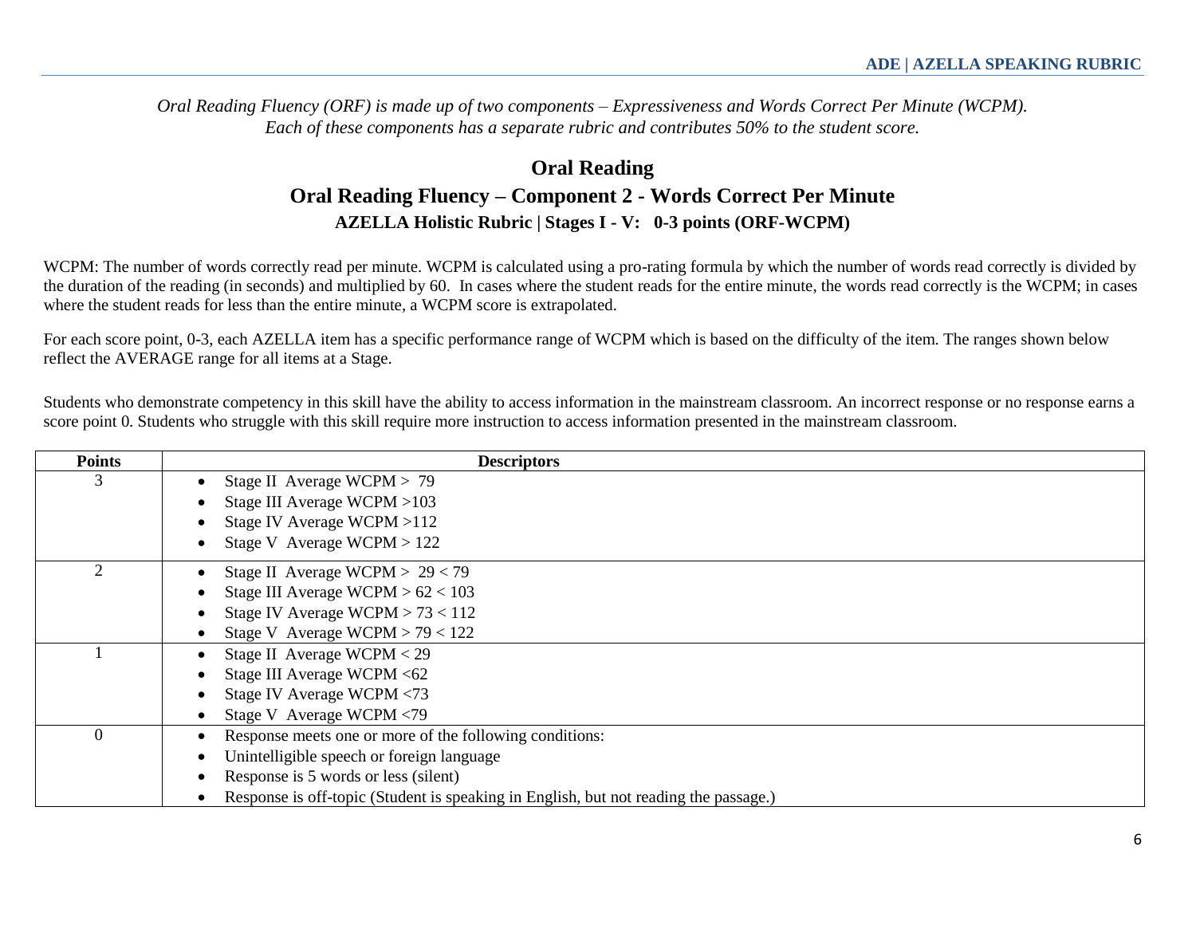*Oral Reading Fluency (ORF) is made up of two components – Expressiveness and Words Correct Per Minute (WCPM). Each of these components has a separate rubric and contributes 50% to the student score.*

## Oral Reading

## Oral Reading Fluency – Component 2 - Words Correct Per Minute

### AZELLA Holistic Rubric | Stages I - V: 0-3 points (ORF-WCPM)

WCPM: The number of words correctly read per minute. WCPM is calculated using a pro-rating formula by which the number of words read correctly is divided by the duration of the reading (in seconds) and multiplied by 60. In cases where the student reads for the entire minute, the words read correctly is the WCPM; in cases where the student reads for less than the entire minute, a WCPM score is extrapolated.

For each score point, 0-3, each AZELLA item has a specific performance range of WCPM which is based on the difficulty of the item. The ranges shown below reflect the AVERAGE range for all items at a Stage.

Students who demonstrate competency in this skill have the ability to access information in the mainstream classroom. An incorrect response or no response earns a score point 0. Students who struggle with this skill require more instruction to access information presented in the mainstream classroom.

| Points | Descriptors |
| --- | --- |
| 3 | • Stage II Average WCPM > 79<br>• Stage III Average WCPM >103<br>• Stage IV Average WCPM >112<br>• Stage V Average WCPM > 122 |
| 2 | • Stage II Average WCPM > 29 < 79<br>• Stage III Average WCPM > 62 < 103<br>• Stage IV Average WCPM > 73 < 112<br>• Stage V Average WCPM > 79 < 122 |
| 1 | • Stage II Average WCPM < 29<br>• Stage III Average WCPM <62<br>• Stage IV Average WCPM <73<br>• Stage V Average WCPM <79 |
| 0 | • Response meets one or more of the following conditions:<br>• Unintelligible speech or foreign language<br>• Response is 5 words or less (silent)<br>• Response is off-topic (Student is speaking in English, but not reading the passage.) |